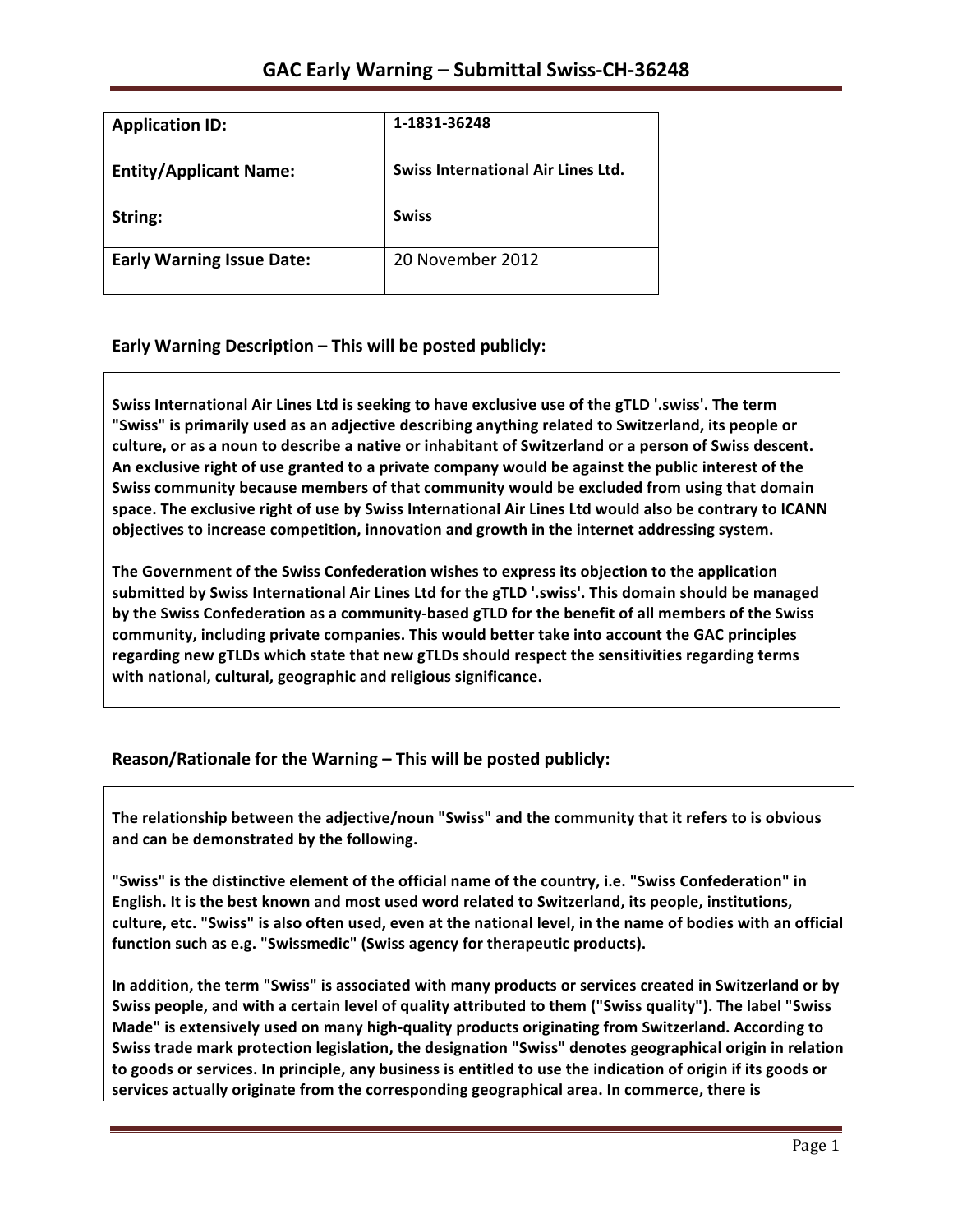# GAC Early Warning – Submittal Swiss-CH-36248

| Application ID: | 1-1831-36248 |
|---|---|
| Entity/Applicant Name: | Swiss International Air Lines Ltd. |
| String: | Swiss |
| Early Warning Issue Date: | 20 November 2012 |

## Early Warning Description – This will be posted publicly:

**Swiss International Air Lines Ltd is seeking to have exclusive use of the gTLD '.swiss'. The term "Swiss" is primarily used as an adjective describing anything related to Switzerland, its people or culture, or as a noun to describe a native or inhabitant of Switzerland or a person of Swiss descent. An exclusive right of use granted to a private company would be against the public interest of the Swiss community because members of that community would be excluded from using that domain space. The exclusive right of use by Swiss International Air Lines Ltd would also be contrary to ICANN objectives to increase competition, innovation and growth in the internet addressing system.**

**The Government of the Swiss Confederation wishes to express its objection to the application submitted by Swiss International Air Lines Ltd for the gTLD '.swiss'. This domain should be managed by the Swiss Confederation as a community-based gTLD for the benefit of all members of the Swiss community, including private companies. This would better take into account the GAC principles regarding new gTLDs which state that new gTLDs should respect the sensitivities regarding terms with national, cultural, geographic and religious significance.**

## Reason/Rationale for the Warning – This will be posted publicly:

**The relationship between the adjective/noun "Swiss" and the community that it refers to is obvious and can be demonstrated by the following.**

**"Swiss" is the distinctive element of the official name of the country, i.e. "Swiss Confederation" in English. It is the best known and most used word related to Switzerland, its people, institutions, culture, etc. "Swiss" is also often used, even at the national level, in the name of bodies with an official function such as e.g. "Swissmedic" (Swiss agency for therapeutic products).**

**In addition, the term "Swiss" is associated with many products or services created in Switzerland or by Swiss people, and with a certain level of quality attributed to them ("Swiss quality"). The label "Swiss Made" is extensively used on many high-quality products originating from Switzerland. According to Swiss trade mark protection legislation, the designation "Swiss" denotes geographical origin in relation to goods or services. In principle, any business is entitled to use the indication of origin if its goods or services actually originate from the corresponding geographical area. In commerce, there is**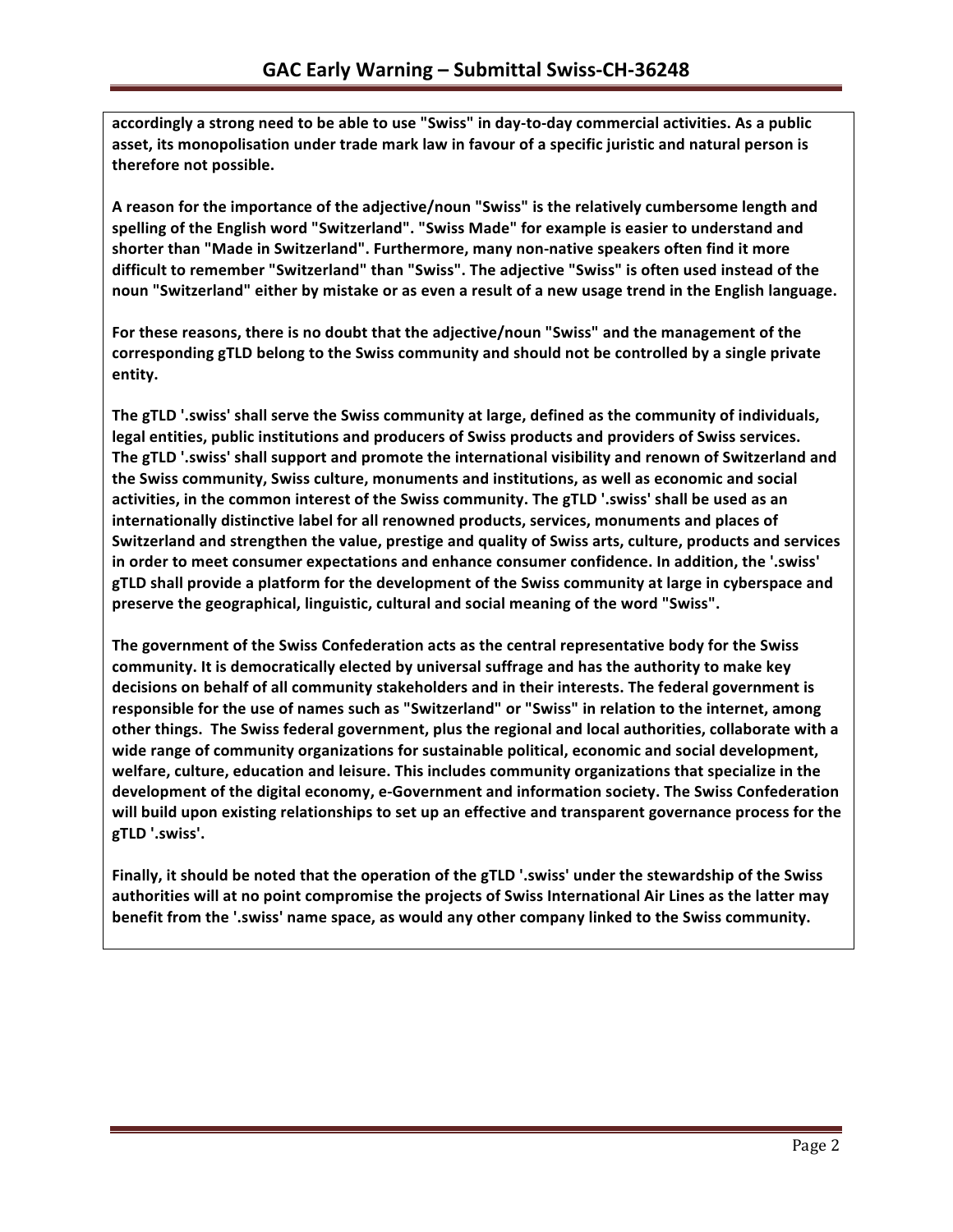**accordingly a strong need to be able to use "Swiss" in day-to-day commercial activities. As a public asset, its monopolisation under trade mark law in favour of a specific juristic and natural person is therefore not possible.**

**A reason for the importance of the adjective/noun "Swiss" is the relatively cumbersome length and spelling of the English word "Switzerland". "Swiss Made" for example is easier to understand and shorter than "Made in Switzerland". Furthermore, many non-native speakers often find it more difficult to remember "Switzerland" than "Swiss". The adjective "Swiss" is often used instead of the noun "Switzerland" either by mistake or as even a result of a new usage trend in the English language.**

**For these reasons, there is no doubt that the adjective/noun "Swiss" and the management of the corresponding gTLD belong to the Swiss community and should not be controlled by a single private entity.**

**The gTLD '.swiss' shall serve the Swiss community at large, defined as the community of individuals, legal entities, public institutions and producers of Swiss products and providers of Swiss services. The gTLD '.swiss' shall support and promote the international visibility and renown of Switzerland and the Swiss community, Swiss culture, monuments and institutions, as well as economic and social activities, in the common interest of the Swiss community. The gTLD '.swiss' shall be used as an internationally distinctive label for all renowned products, services, monuments and places of Switzerland and strengthen the value, prestige and quality of Swiss arts, culture, products and services in order to meet consumer expectations and enhance consumer confidence. In addition, the '.swiss' gTLD shall provide a platform for the development of the Swiss community at large in cyberspace and preserve the geographical, linguistic, cultural and social meaning of the word "Swiss".**

**The government of the Swiss Confederation acts as the central representative body for the Swiss community. It is democratically elected by universal suffrage and has the authority to make key decisions on behalf of all community stakeholders and in their interests. The federal government is responsible for the use of names such as "Switzerland" or "Swiss" in relation to the internet, among other things. The Swiss federal government, plus the regional and local authorities, collaborate with a wide range of community organizations for sustainable political, economic and social development, welfare, culture, education and leisure. This includes community organizations that specialize in the development of the digital economy, e-Government and information society. The Swiss Confederation will build upon existing relationships to set up an effective and transparent governance process for the gTLD '.swiss'.**

**Finally, it should be noted that the operation of the gTLD '.swiss' under the stewardship of the Swiss authorities will at no point compromise the projects of Swiss International Air Lines as the latter may benefit from the '.swiss' name space, as would any other company linked to the Swiss community.**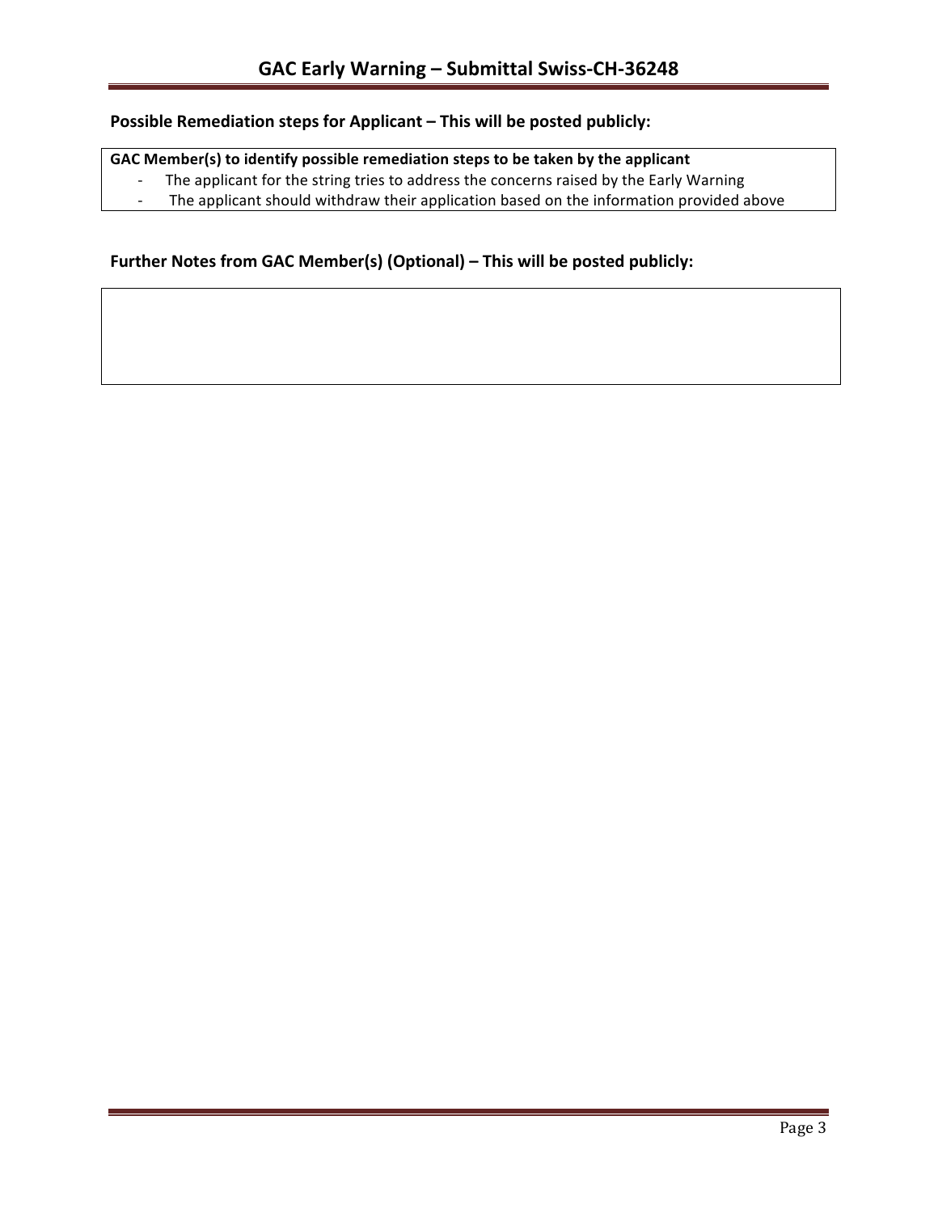## Possible Remediation steps for Applicant – This will be posted publicly:

**GAC Member(s) to identify possible remediation steps to be taken by the applicant**

- The applicant for the string tries to address the concerns raised by the Early Warning
- The applicant should withdraw their application based on the information provided above

## Further Notes from GAC Member(s) (Optional) – This will be posted publicly: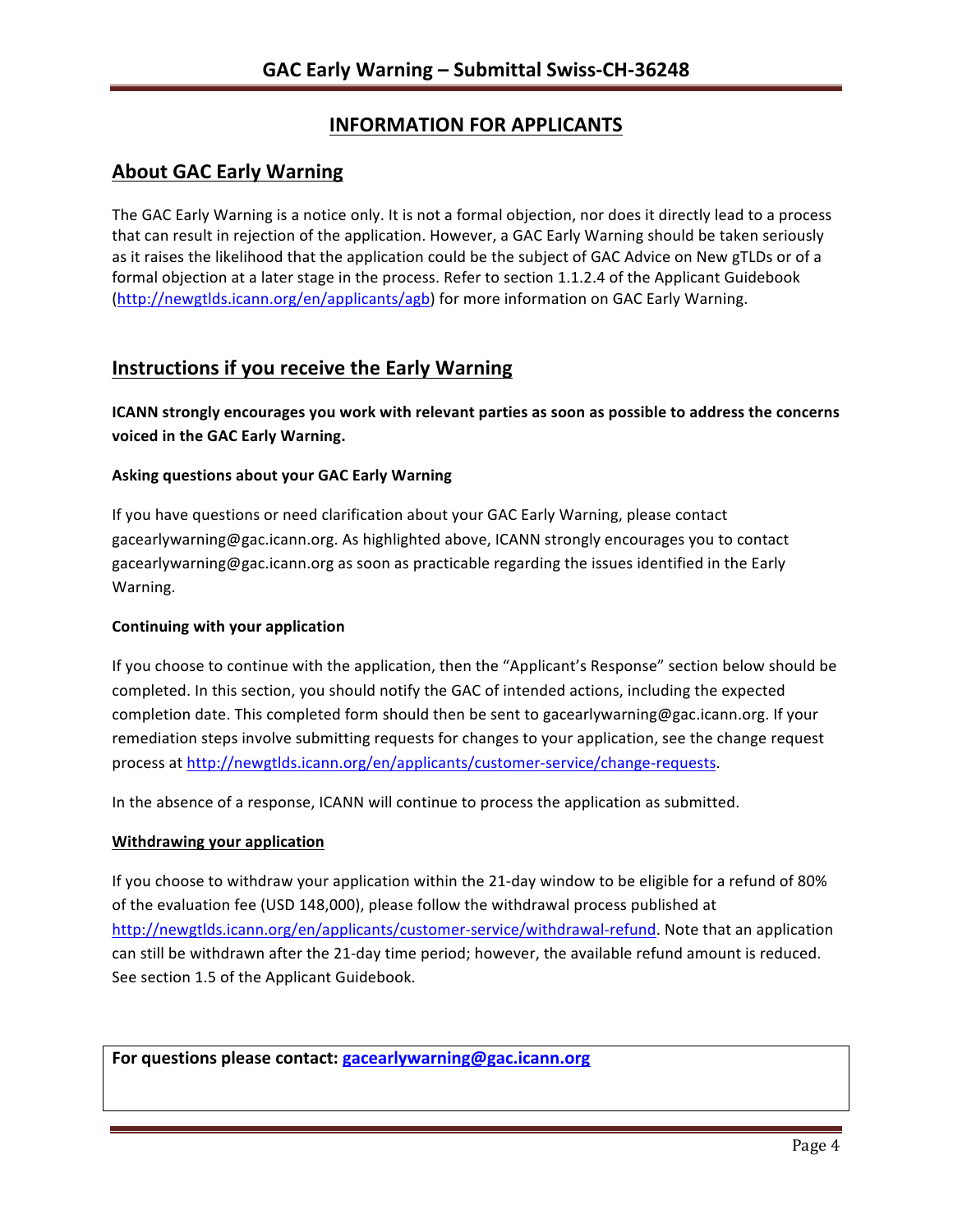# INFORMATION FOR APPLICANTS

## About GAC Early Warning

The GAC Early Warning is a notice only. It is not a formal objection, nor does it directly lead to a process that can result in rejection of the application. However, a GAC Early Warning should be taken seriously as it raises the likelihood that the application could be the subject of GAC Advice on New gTLDs or of a formal objection at a later stage in the process. Refer to section 1.1.2.4 of the Applicant Guidebook (http://newgtlds.icann.org/en/applicants/agb) for more information on GAC Early Warning.

## Instructions if you receive the Early Warning

**ICANN strongly encourages you work with relevant parties as soon as possible to address the concerns voiced in the GAC Early Warning.**

### Asking questions about your GAC Early Warning

If you have questions or need clarification about your GAC Early Warning, please contact gacearlywarning@gac.icann.org. As highlighted above, ICANN strongly encourages you to contact gacearlywarning@gac.icann.org as soon as practicable regarding the issues identified in the Early Warning.

### Continuing with your application

If you choose to continue with the application, then the "Applicant's Response" section below should be completed. In this section, you should notify the GAC of intended actions, including the expected completion date. This completed form should then be sent to gacearlywarning@gac.icann.org. If your remediation steps involve submitting requests for changes to your application, see the change request process at http://newgtlds.icann.org/en/applicants/customer-service/change-requests.

In the absence of a response, ICANN will continue to process the application as submitted.

### Withdrawing your application

If you choose to withdraw your application within the 21-day window to be eligible for a refund of 80% of the evaluation fee (USD 148,000), please follow the withdrawal process published at http://newgtlds.icann.org/en/applicants/customer-service/withdrawal-refund. Note that an application can still be withdrawn after the 21-day time period; however, the available refund amount is reduced. See section 1.5 of the Applicant Guidebook.

**For questions please contact: gacearlywarning@gac.icann.org**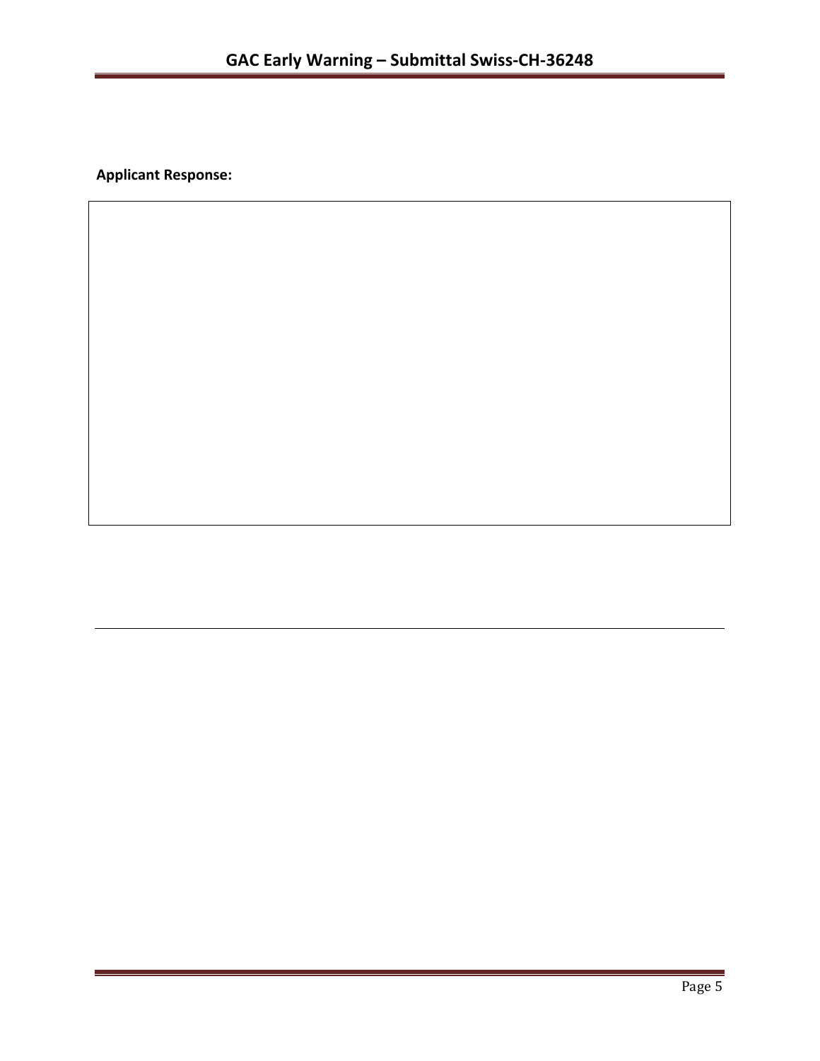**Applicant Response:**